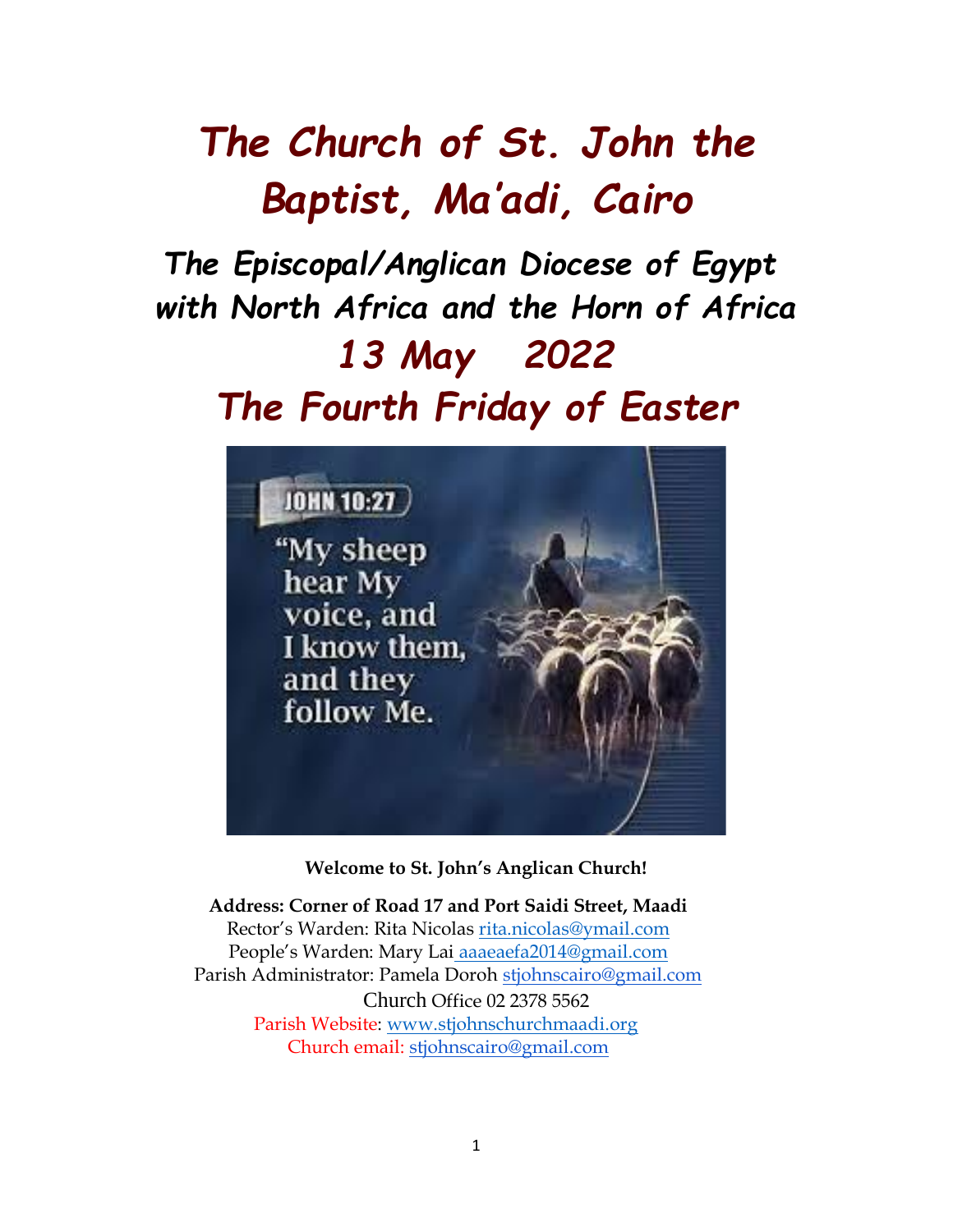# *The Church of St. John the Baptist, Ma'adi, Cairo*

## *The Episcopal/Anglican Diocese of Egypt with North Africa and the Horn of Africa*

## *13 May 2022*

## *The Fourth Friday of Easter*

**Welcome to St. John's Anglican Church!**

**Address: Corner of Road 17 and Port Saidi Street, Maadi**

Rector's Warden: Rita Nicolas rita.nicolas@ymail.com

People's Warden: Mary Lai aaaeaefa2014@gmail.com

Parish Administrator: Pamela Doroh stjohnscairo@gmail.com

Church Office 02 2378 5562

Parish Website: www.stjohnschurchmaadi.org

Church email: stjohnscairo@gmail.com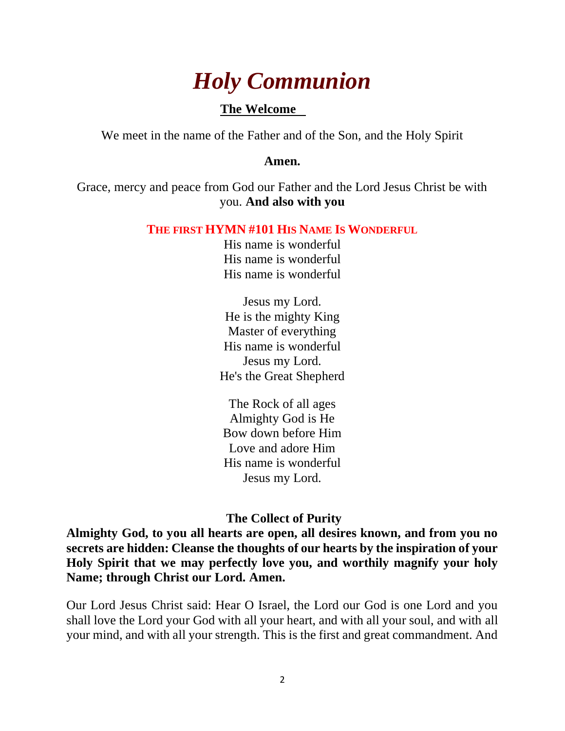# *Holy Communion*

## The Welcome

We meet in the name of the Father and of the Son, and the Holy Spirit

**Amen.**

Grace, mercy and peace from God our Father and the Lord Jesus Christ be with you. **And also with you**

### THE FIRST HYMN #101 HIS NAME IS WONDERFUL

His name is wonderful
His name is wonderful
His name is wonderful

Jesus my Lord.
He is the mighty King
Master of everything
His name is wonderful
Jesus my Lord.
He's the Great Shepherd

The Rock of all ages
Almighty God is He
Bow down before Him
Love and adore Him
His name is wonderful
Jesus my Lord.

### The Collect of Purity

**Almighty God, to you all hearts are open, all desires known, and from you no secrets are hidden: Cleanse the thoughts of our hearts by the inspiration of your Holy Spirit that we may perfectly love you, and worthily magnify your holy Name; through Christ our Lord. Amen.**

Our Lord Jesus Christ said: Hear O Israel, the Lord our God is one Lord and you shall love the Lord your God with all your heart, and with all your soul, and with all your mind, and with all your strength. This is the first and great commandment. And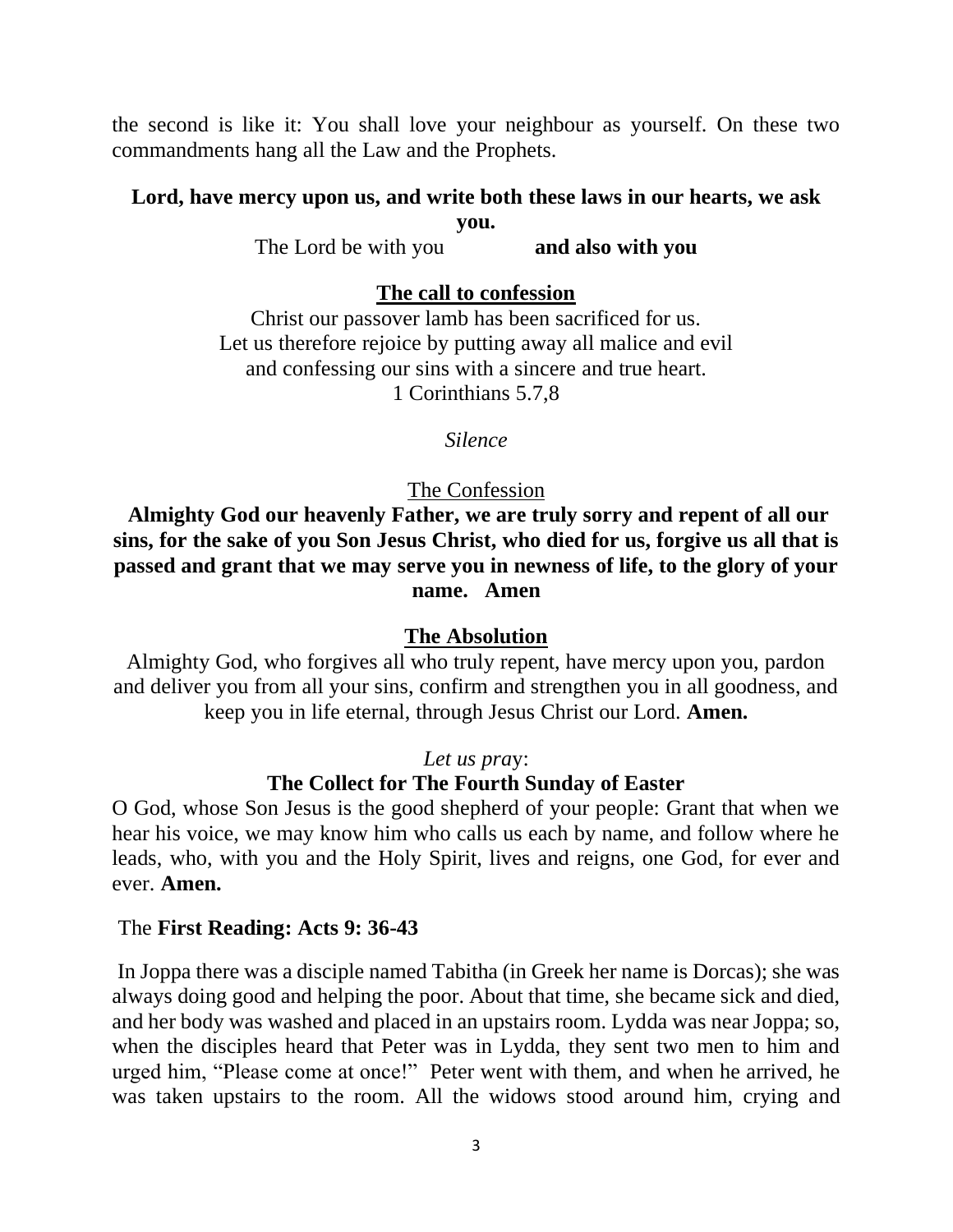the second is like it: You shall love your neighbour as yourself. On these two commandments hang all the Law and the Prophets.

**Lord, have mercy upon us, and write both these laws in our hearts, we ask you.**

The Lord be with you **and also with you**

**The call to confession**

Christ our passover lamb has been sacrificed for us.
Let us therefore rejoice by putting away all malice and evil
and confessing our sins with a sincere and true heart.
1 Corinthians 5.7,8

*Silence*

The Confession

**Almighty God our heavenly Father, we are truly sorry and repent of all our sins, for the sake of you Son Jesus Christ, who died for us, forgive us all that is passed and grant that we may serve you in newness of life, to the glory of your name. Amen**

**The Absolution**

Almighty God, who forgives all who truly repent, have mercy upon you, pardon and deliver you from all your sins, confirm and strengthen you in all goodness, and keep you in life eternal, through Jesus Christ our Lord. **Amen.**

*Let us pray*:

**The Collect for The Fourth Sunday of Easter**

O God, whose Son Jesus is the good shepherd of your people: Grant that when we hear his voice, we may know him who calls us each by name, and follow where he leads, who, with you and the Holy Spirit, lives and reigns, one God, for ever and ever. **Amen.**

The **First Reading: Acts 9: 36-43**

In Joppa there was a disciple named Tabitha (in Greek her name is Dorcas); she was always doing good and helping the poor. About that time, she became sick and died, and her body was washed and placed in an upstairs room. Lydda was near Joppa; so, when the disciples heard that Peter was in Lydda, they sent two men to him and urged him, "Please come at once!" Peter went with them, and when he arrived, he was taken upstairs to the room. All the widows stood around him, crying and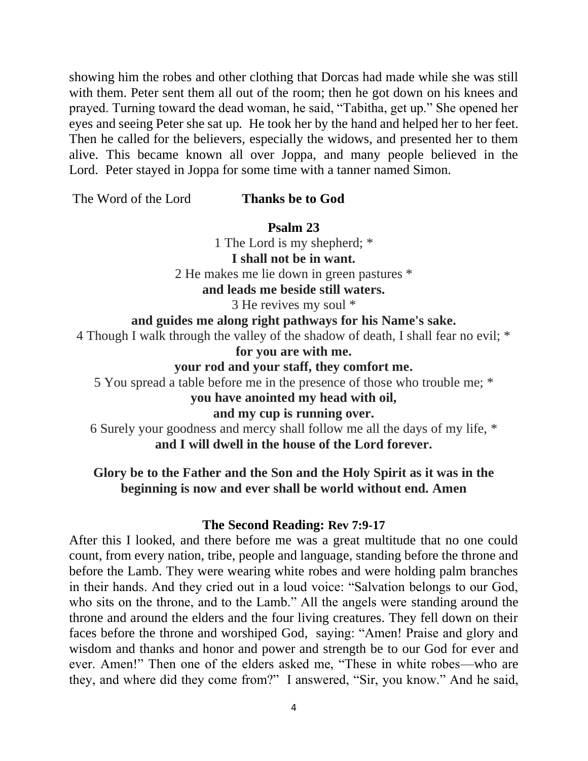showing him the robes and other clothing that Dorcas had made while she was still with them. Peter sent them all out of the room; then he got down on his knees and prayed. Turning toward the dead woman, he said, "Tabitha, get up." She opened her eyes and seeing Peter she sat up. He took her by the hand and helped her to her feet. Then he called for the believers, especially the widows, and presented her to them alive. This became known all over Joppa, and many people believed in the Lord. Peter stayed in Joppa for some time with a tanner named Simon.

The Word of the Lord **Thanks be to God**

**Psalm 23**

1 The Lord is my shepherd; *
**I shall not be in want.**
2 He makes me lie down in green pastures *
**and leads me beside still waters.**
3 He revives my soul *
**and guides me along right pathways for his Name's sake.**
4 Though I walk through the valley of the shadow of death, I shall fear no evil; *
**for you are with me.**
**your rod and your staff, they comfort me.**
5 You spread a table before me in the presence of those who trouble me; *
**you have anointed my head with oil,**
**and my cup is running over.**
6 Surely your goodness and mercy shall follow me all the days of my life, *
**and I will dwell in the house of the Lord forever.**

**Glory be to the Father and the Son and the Holy Spirit as it was in the beginning is now and ever shall be world without end. Amen**

**The Second Reading: Rev 7:9-17**

After this I looked, and there before me was a great multitude that no one could count, from every nation, tribe, people and language, standing before the throne and before the Lamb. They were wearing white robes and were holding palm branches in their hands. And they cried out in a loud voice: "Salvation belongs to our God, who sits on the throne, and to the Lamb." All the angels were standing around the throne and around the elders and the four living creatures. They fell down on their faces before the throne and worshiped God, saying: "Amen! Praise and glory and wisdom and thanks and honor and power and strength be to our God for ever and ever. Amen!" Then one of the elders asked me, "These in white robes—who are they, and where did they come from?" I answered, "Sir, you know." And he said,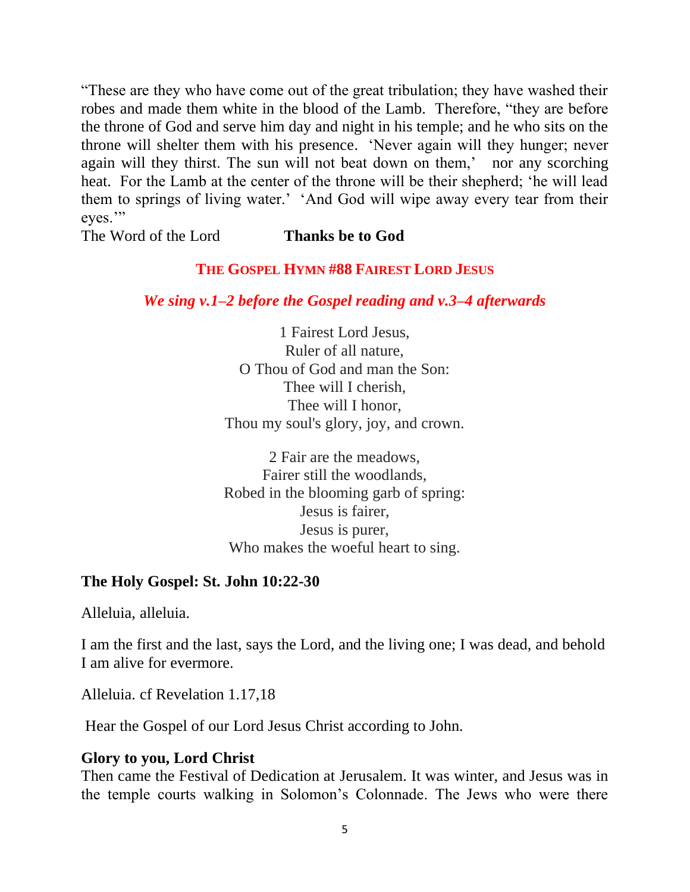"These are they who have come out of the great tribulation; they have washed their robes and made them white in the blood of the Lamb. Therefore, "they are before the throne of God and serve him day and night in his temple; and he who sits on the throne will shelter them with his presence. 'Never again will they hunger; never again will they thirst. The sun will not beat down on them,' nor any scorching heat. For the Lamb at the center of the throne will be their shepherd; 'he will lead them to springs of living water.' 'And God will wipe away every tear from their eyes.'"

The Word of the Lord **Thanks be to God**

### THE GOSPEL HYMN #88 FAIREST LORD JESUS

***We sing v.1–2 before the Gospel reading and v.3–4 afterwards***

1 Fairest Lord Jesus,
Ruler of all nature,
O Thou of God and man the Son:
Thee will I cherish,
Thee will I honor,
Thou my soul's glory, joy, and crown.

2 Fair are the meadows,
Fairer still the woodlands,
Robed in the blooming garb of spring:
Jesus is fairer,
Jesus is purer,
Who makes the woeful heart to sing.

**The Holy Gospel: St. John 10:22-30**

Alleluia, alleluia.

I am the first and the last, says the Lord, and the living one; I was dead, and behold I am alive for evermore.

Alleluia. cf Revelation 1.17,18

Hear the Gospel of our Lord Jesus Christ according to John.

**Glory to you, Lord Christ**

Then came the Festival of Dedication at Jerusalem. It was winter, and Jesus was in the temple courts walking in Solomon's Colonnade. The Jews who were there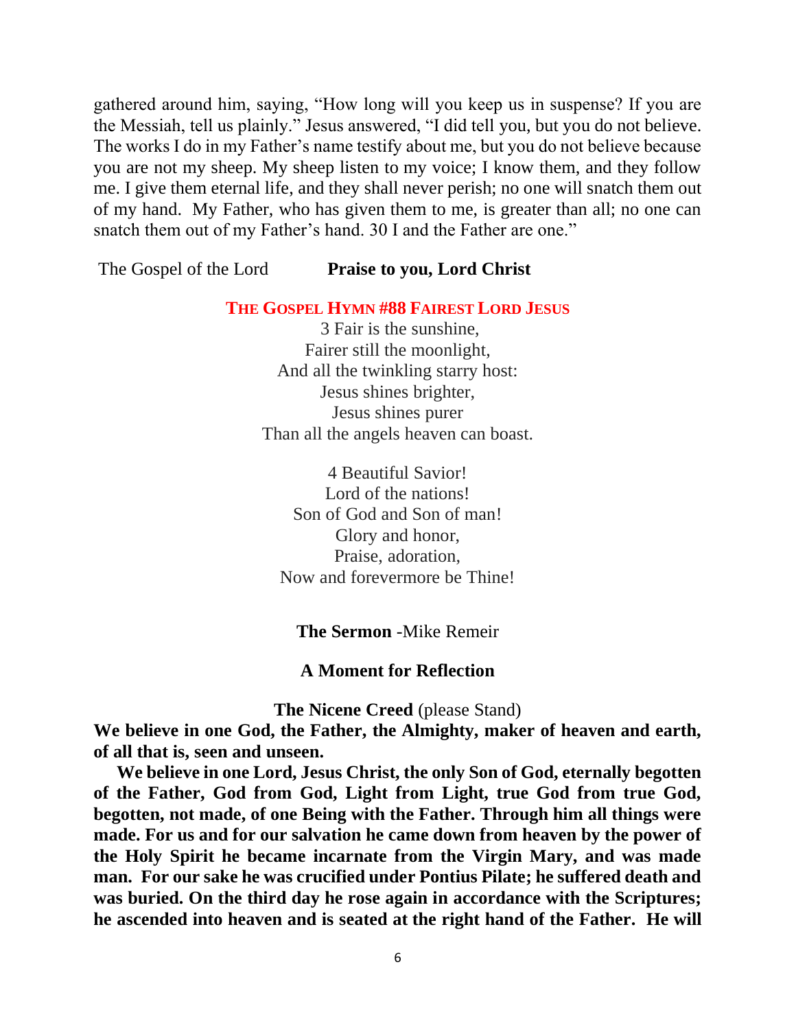gathered around him, saying, "How long will you keep us in suspense? If you are the Messiah, tell us plainly." Jesus answered, "I did tell you, but you do not believe. The works I do in my Father's name testify about me, but you do not believe because you are not my sheep. My sheep listen to my voice; I know them, and they follow me. I give them eternal life, and they shall never perish; no one will snatch them out of my hand. My Father, who has given them to me, is greater than all; no one can snatch them out of my Father's hand. 30 I and the Father are one."

The Gospel of the Lord **Praise to you, Lord Christ**

**THE GOSPEL HYMN #88 FAIREST LORD JESUS**

3 Fair is the sunshine,
Fairer still the moonlight,
And all the twinkling starry host:
Jesus shines brighter,
Jesus shines purer
Than all the angels heaven can boast.

4 Beautiful Savior!
Lord of the nations!
Son of God and Son of man!
Glory and honor,
Praise, adoration,
Now and forevermore be Thine!

**The Sermon** -Mike Remeir

**A Moment for Reflection**

**The Nicene Creed** (please Stand)

**We believe in one God, the Father, the Almighty, maker of heaven and earth, of all that is, seen and unseen.**

**We believe in one Lord, Jesus Christ, the only Son of God, eternally begotten of the Father, God from God, Light from Light, true God from true God, begotten, not made, of one Being with the Father. Through him all things were made. For us and for our salvation he came down from heaven by the power of the Holy Spirit he became incarnate from the Virgin Mary, and was made man. For our sake he was crucified under Pontius Pilate; he suffered death and was buried. On the third day he rose again in accordance with the Scriptures; he ascended into heaven and is seated at the right hand of the Father. He will**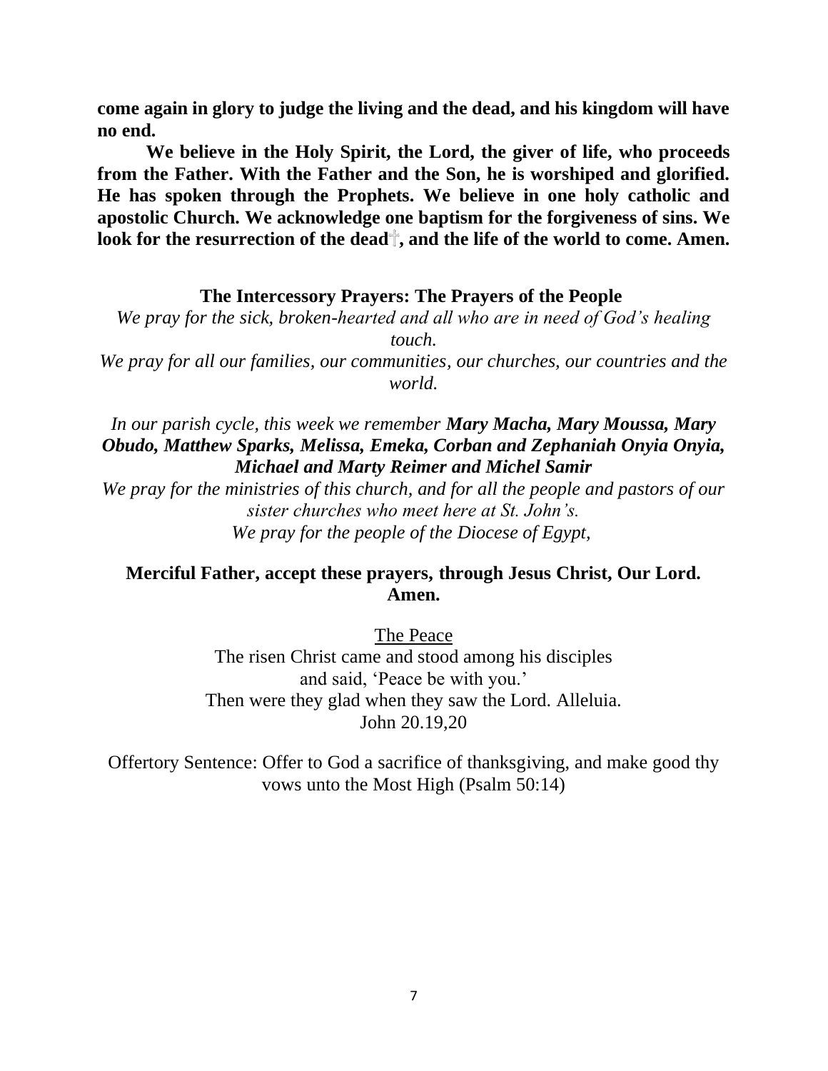**come again in glory to judge the living and the dead, and his kingdom will have no end.**

**We believe in the Holy Spirit, the Lord, the giver of life, who proceeds from the Father. With the Father and the Son, he is worshiped and glorified. He has spoken through the Prophets. We believe in one holy catholic and apostolic Church. We acknowledge one baptism for the forgiveness of sins. We look for the resurrection of the dead†, and the life of the world to come. Amen.**

**The Intercessory Prayers: The Prayers of the People**

*We pray for the sick, broken-hearted and all who are in need of God's healing touch.*

*We pray for all our families, our communities, our churches, our countries and the world.*

*In our parish cycle, this week we remember* ***Mary Macha, Mary Moussa, Mary Obudo, Matthew Sparks, Melissa, Emeka, Corban and Zephaniah Onyia Onyia, Michael and Marty Reimer and Michel Samir***

*We pray for the ministries of this church, and for all the people and pastors of our sister churches who meet here at St. John's.*

*We pray for the people of the Diocese of Egypt,*

**Merciful Father, accept these prayers, through Jesus Christ, Our Lord. Amen.**

<u>The Peace</u>

The risen Christ came and stood among his disciples
and said, 'Peace be with you.'
Then were they glad when they saw the Lord. Alleluia.
John 20.19,20

Offertory Sentence: Offer to God a sacrifice of thanksgiving, and make good thy vows unto the Most High (Psalm 50:14)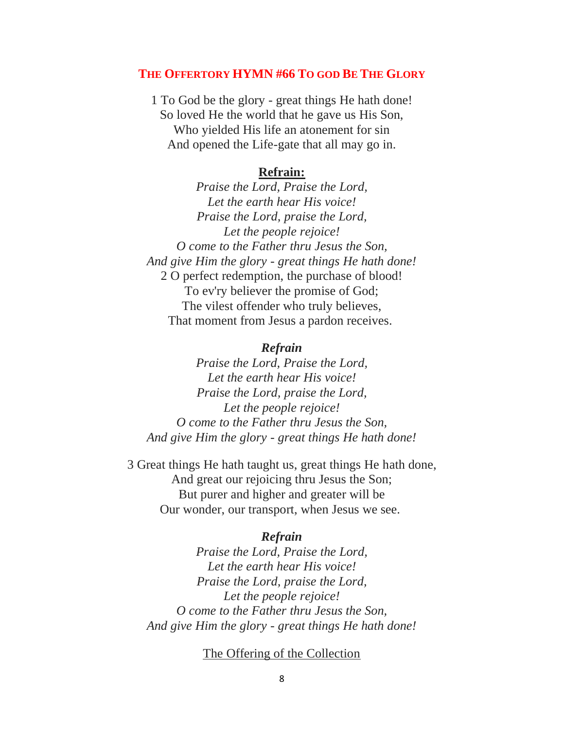## THE OFFERTORY HYMN #66 TO GOD BE THE GLORY

1 To God be the glory - great things He hath done!  
So loved He the world that he gave us His Son,  
Who yielded His life an atonement for sin  
And opened the Life-gate that all may go in.

**Refrain:**

*Praise the Lord, Praise the Lord,*  
*Let the earth hear His voice!*  
*Praise the Lord, praise the Lord,*  
*Let the people rejoice!*  
*O come to the Father thru Jesus the Son,*  
*And give Him the glory - great things He hath done!*

2 O perfect redemption, the purchase of blood!  
To ev'ry believer the promise of God;  
The vilest offender who truly believes,  
That moment from Jesus a pardon receives.

***Refrain***

*Praise the Lord, Praise the Lord,*  
*Let the earth hear His voice!*  
*Praise the Lord, praise the Lord,*  
*Let the people rejoice!*  
*O come to the Father thru Jesus the Son,*  
*And give Him the glory - great things He hath done!*

3 Great things He hath taught us, great things He hath done,  
And great our rejoicing thru Jesus the Son;  
But purer and higher and greater will be  
Our wonder, our transport, when Jesus we see.

***Refrain***

*Praise the Lord, Praise the Lord,*  
*Let the earth hear His voice!*  
*Praise the Lord, praise the Lord,*  
*Let the people rejoice!*  
*O come to the Father thru Jesus the Son,*  
*And give Him the glory - great things He hath done!*

The Offering of the Collection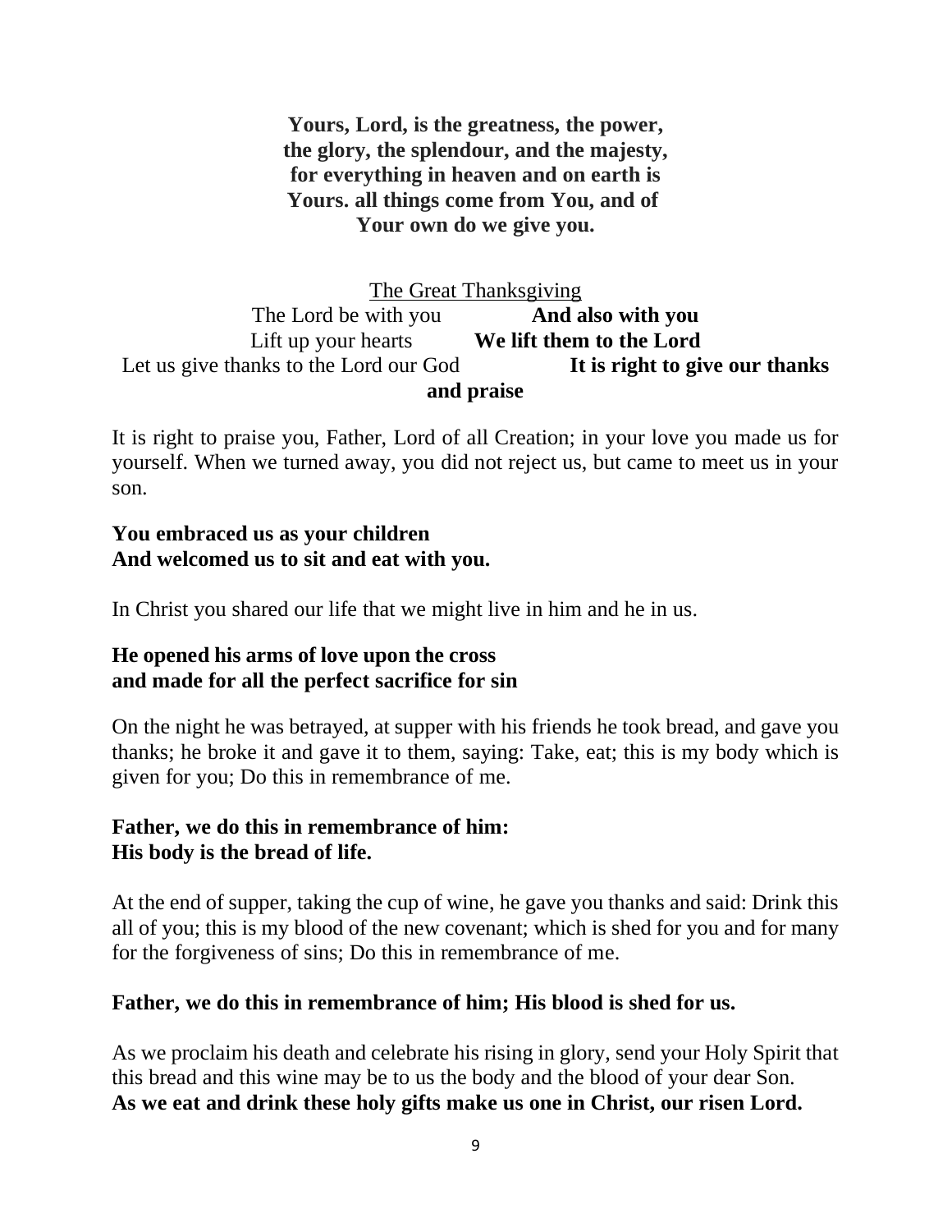**Yours, Lord, is the greatness, the power, the glory, the splendour, and the majesty, for everything in heaven and on earth is Yours. all things come from You, and of Your own do we give you.**

The Great Thanksgiving

The Lord be with you **And also with you**

Lift up your hearts **We lift them to the Lord**

Let us give thanks to the Lord our God **It is right to give our thanks and praise**

It is right to praise you, Father, Lord of all Creation; in your love you made us for yourself. When we turned away, you did not reject us, but came to meet us in your son.

**You embraced us as your children**
**And welcomed us to sit and eat with you.**

In Christ you shared our life that we might live in him and he in us.

**He opened his arms of love upon the cross**
**and made for all the perfect sacrifice for sin**

On the night he was betrayed, at supper with his friends he took bread, and gave you thanks; he broke it and gave it to them, saying: Take, eat; this is my body which is given for you; Do this in remembrance of me.

**Father, we do this in remembrance of him:**
**His body is the bread of life.**

At the end of supper, taking the cup of wine, he gave you thanks and said: Drink this all of you; this is my blood of the new covenant; which is shed for you and for many for the forgiveness of sins; Do this in remembrance of me.

**Father, we do this in remembrance of him; His blood is shed for us.**

As we proclaim his death and celebrate his rising in glory, send your Holy Spirit that this bread and this wine may be to us the body and the blood of your dear Son.
**As we eat and drink these holy gifts make us one in Christ, our risen Lord.**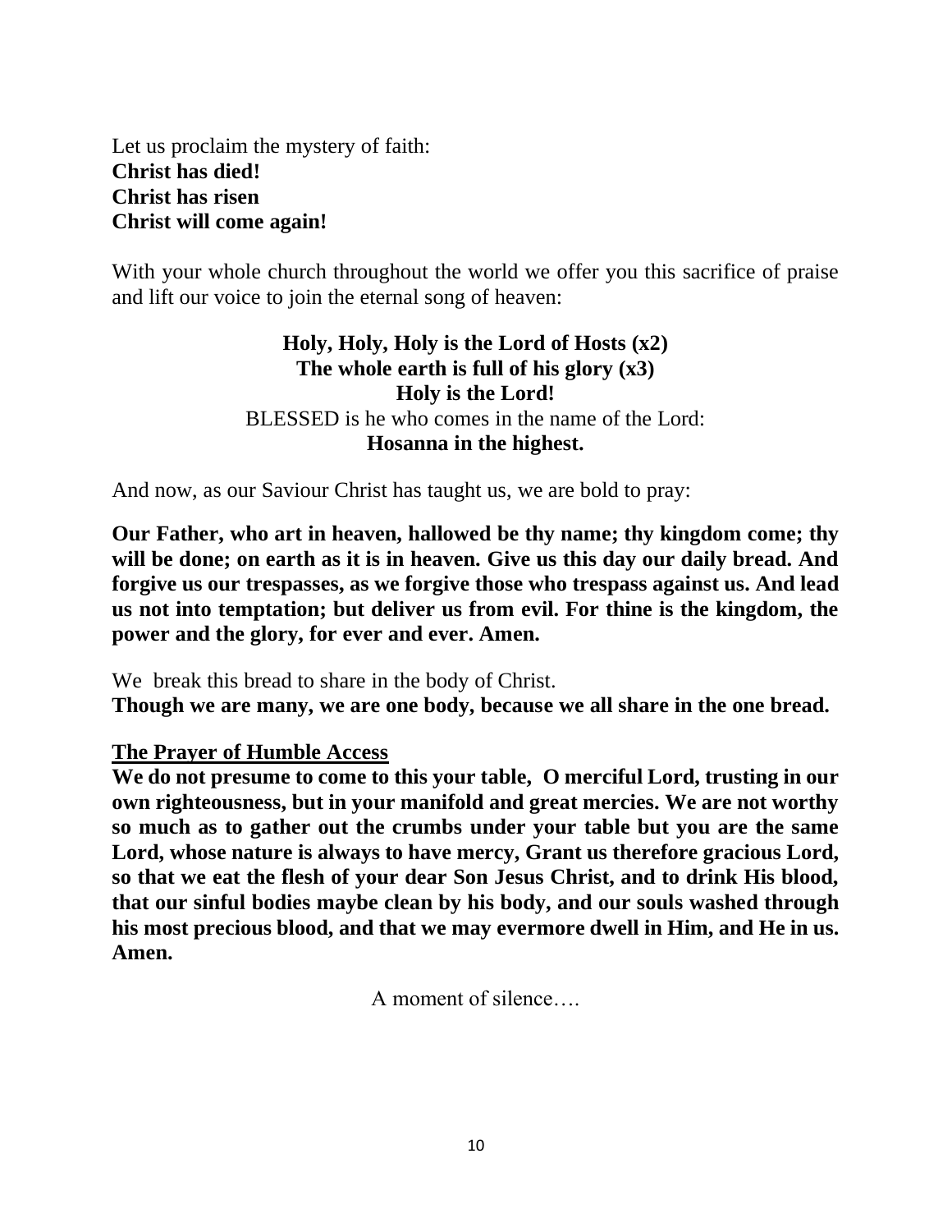Let us proclaim the mystery of faith:
**Christ has died!**
**Christ has risen**
**Christ will come again!**

With your whole church throughout the world we offer you this sacrifice of praise and lift our voice to join the eternal song of heaven:

**Holy, Holy, Holy is the Lord of Hosts (x2)**
**The whole earth is full of his glory (x3)**
**Holy is the Lord!**
BLESSED is he who comes in the name of the Lord:
**Hosanna in the highest.**

And now, as our Saviour Christ has taught us, we are bold to pray:

**Our Father, who art in heaven, hallowed be thy name; thy kingdom come; thy will be done; on earth as it is in heaven. Give us this day our daily bread. And forgive us our trespasses, as we forgive those who trespass against us. And lead us not into temptation; but deliver us from evil. For thine is the kingdom, the power and the glory, for ever and ever. Amen.**

We break this bread to share in the body of Christ.
**Though we are many, we are one body, because we all share in the one bread.**

**<u>The Prayer of Humble Access</u>**
**We do not presume to come to this your table, O merciful Lord, trusting in our own righteousness, but in your manifold and great mercies. We are not worthy so much as to gather out the crumbs under your table but you are the same Lord, whose nature is always to have mercy, Grant us therefore gracious Lord, so that we eat the flesh of your dear Son Jesus Christ, and to drink His blood, that our sinful bodies maybe clean by his body, and our souls washed through his most precious blood, and that we may evermore dwell in Him, and He in us. Amen.**

A moment of silence….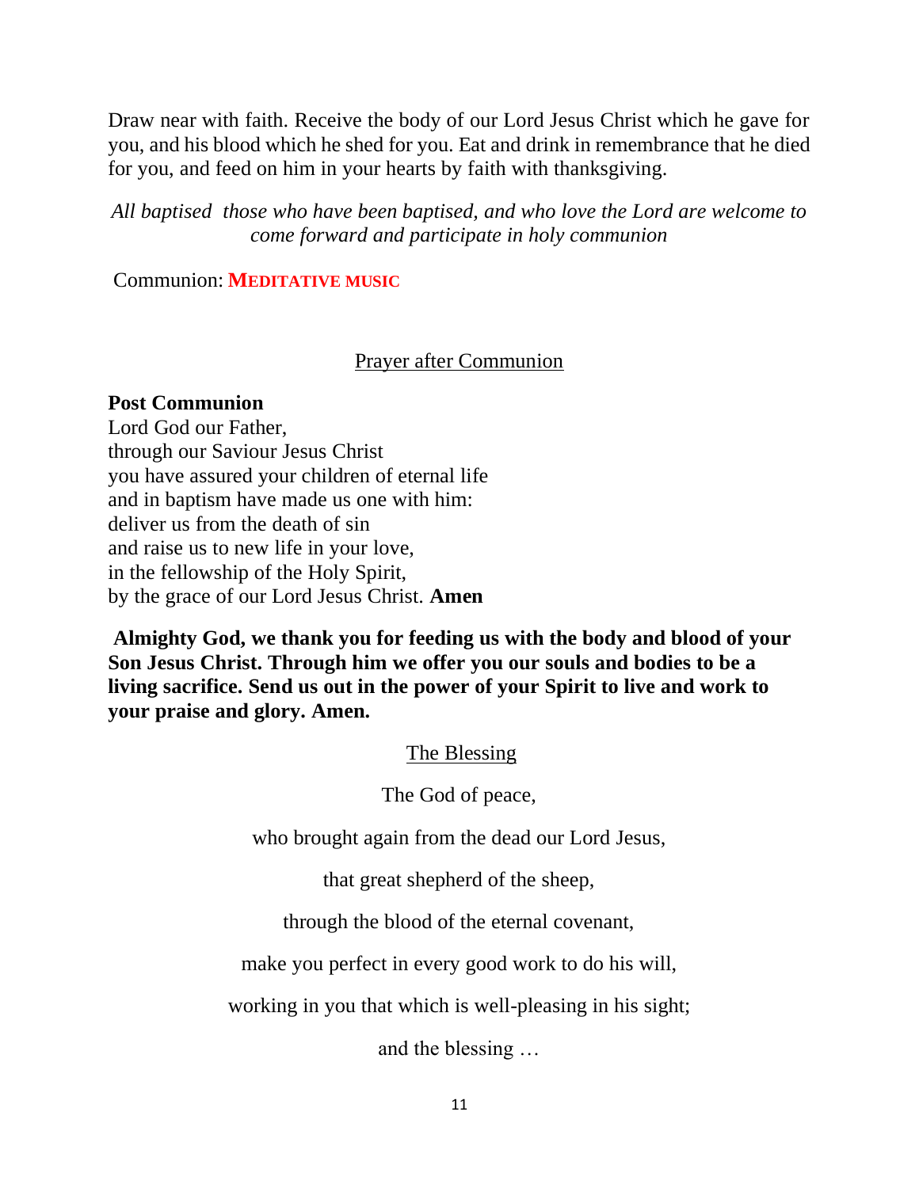Draw near with faith. Receive the body of our Lord Jesus Christ which he gave for you, and his blood which he shed for you. Eat and drink in remembrance that he died for you, and feed on him in your hearts by faith with thanksgiving.

*All baptised  those who have been baptised, and who love the Lord are welcome to come forward and participate in holy communion*

Communion: **MEDITATIVE MUSIC**

## Prayer after Communion

**Post Communion**

Lord God our Father,
through our Saviour Jesus Christ
you have assured your children of eternal life
and in baptism have made us one with him:
deliver us from the death of sin
and raise us to new life in your love,
in the fellowship of the Holy Spirit,
by the grace of our Lord Jesus Christ. **Amen**

**Almighty God, we thank you for feeding us with the body and blood of your Son Jesus Christ. Through him we offer you our souls and bodies to be a living sacrifice. Send us out in the power of your Spirit to live and work to your praise and glory. Amen.**

## The Blessing

The God of peace,

who brought again from the dead our Lord Jesus,

that great shepherd of the sheep,

through the blood of the eternal covenant,

make you perfect in every good work to do his will,

working in you that which is well-pleasing in his sight;

and the blessing …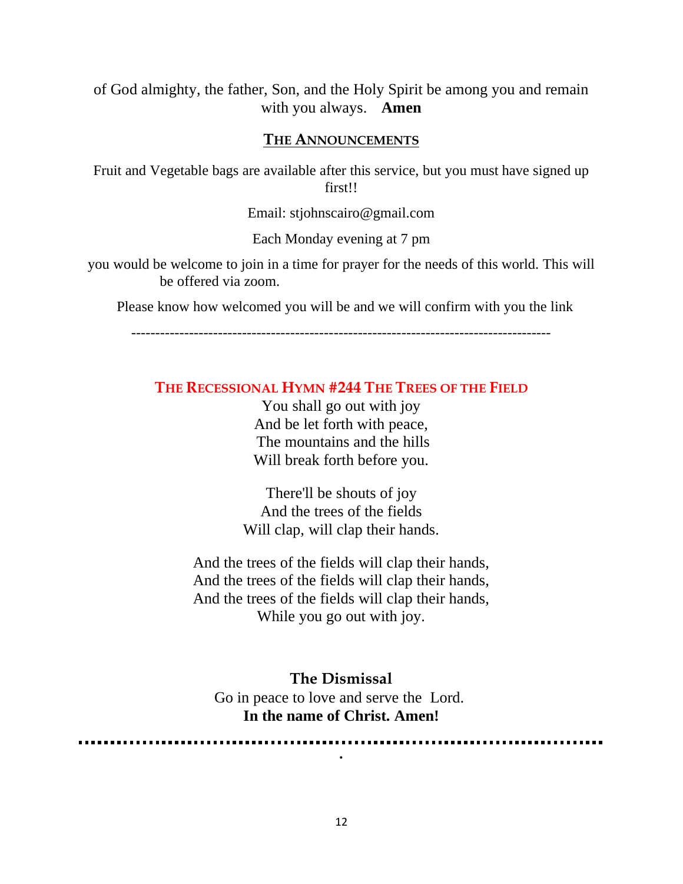of God almighty, the father, Son, and the Holy Spirit be among you and remain with you always. **Amen**

## THE ANNOUNCEMENTS

Fruit and Vegetable bags are available after this service, but you must have signed up first!!

Email: stjohnscairo@gmail.com

Each Monday evening at 7 pm

you would be welcome to join in a time for prayer for the needs of this world. This will be offered via zoom.

Please know how welcomed you will be and we will confirm with you the link

---

## THE RECESSIONAL HYMN #244 THE TREES OF THE FIELD

You shall go out with joy
And be let forth with peace,
The mountains and the hills
Will break forth before you.

There'll be shouts of joy
And the trees of the fields
Will clap, will clap their hands.

And the trees of the fields will clap their hands,
And the trees of the fields will clap their hands,
And the trees of the fields will clap their hands,
While you go out with joy.

## The Dismissal

Go in peace to love and serve the Lord.
**In the name of Christ. Amen!**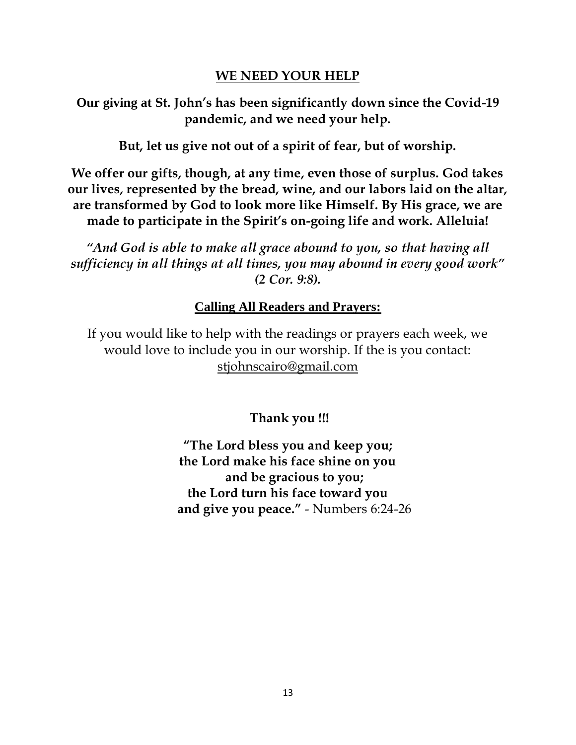## WE NEED YOUR HELP

**Our giving at St. John's has been significantly down since the Covid-19 pandemic, and we need your help.**

**But, let us give not out of a spirit of fear, but of worship.**

**We offer our gifts, though, at any time, even those of surplus. God takes our lives, represented by the bread, wine, and our labors laid on the altar, are transformed by God to look more like Himself. By His grace, we are made to participate in the Spirit's on-going life and work. Alleluia!**

*"And God is able to make all grace abound to you, so that having all sufficiency in all things at all times, you may abound in every good work" (2 Cor. 9:8).*

## Calling All Readers and Prayers:

If you would like to help with the readings or prayers each week, we would love to include you in our worship. If the is you contact: stjohnscairo@gmail.com

**Thank you !!!**

**"The Lord bless you and keep you;**
**the Lord make his face shine on you**
**and be gracious to you;**
**the Lord turn his face toward you**
**and give you peace."** - Numbers 6:24-26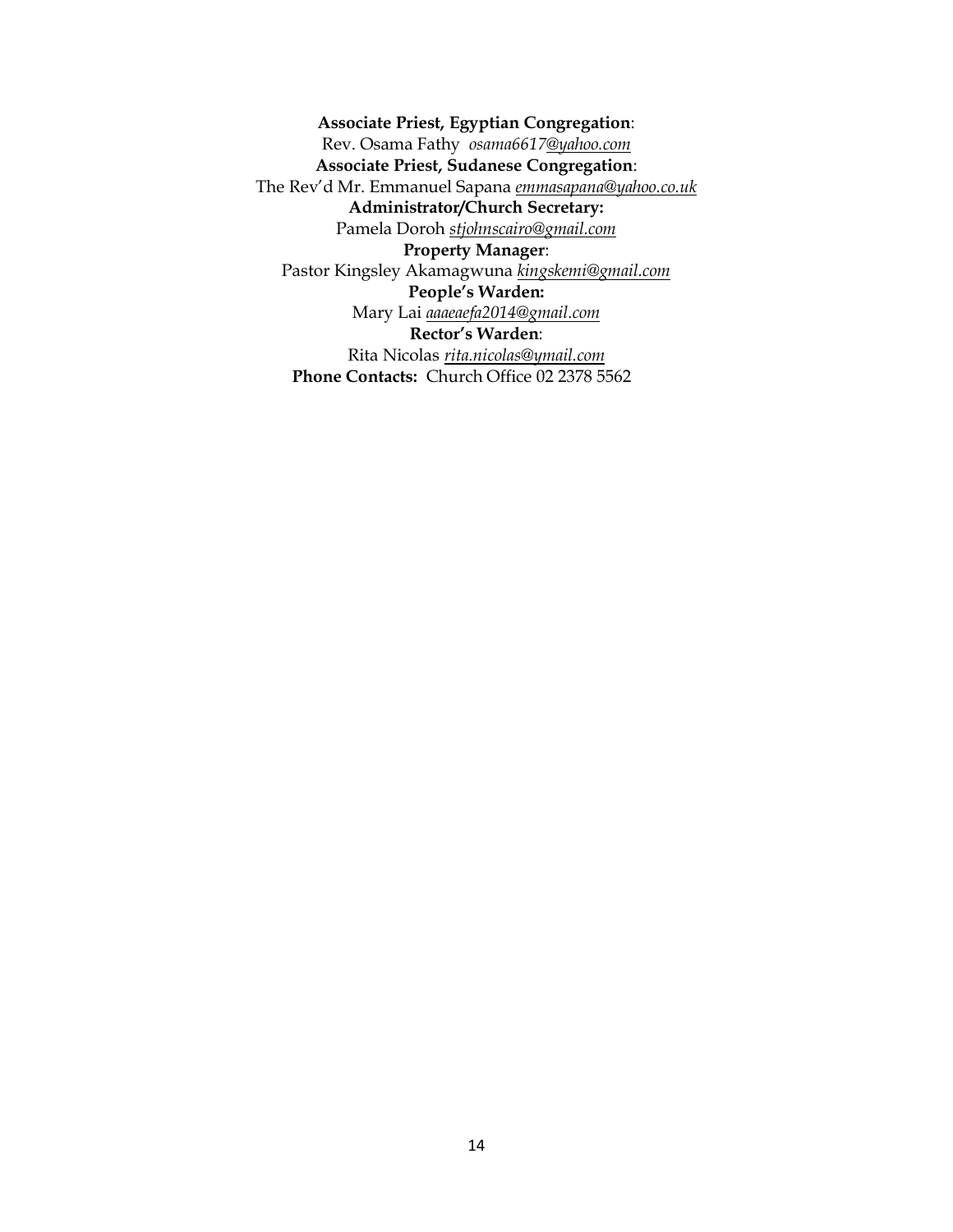**Associate Priest, Egyptian Congregation**:
Rev. Osama Fathy *osama6617@yahoo.com*
**Associate Priest, Sudanese Congregation**:
The Rev'd Mr. Emmanuel Sapana *emmasapana@yahoo.co.uk*
**Administrator/Church Secretary:**
Pamela Doroh *stjohnscairo@gmail.com*
**Property Manager**:
Pastor Kingsley Akamagwuna *kingskemi@gmail.com*
**People's Warden:**
Mary Lai *aaaeaefa2014@gmail.com*
**Rector's Warden**:
Rita Nicolas *rita.nicolas@ymail.com*
**Phone Contacts:** Church Office 02 2378 5562